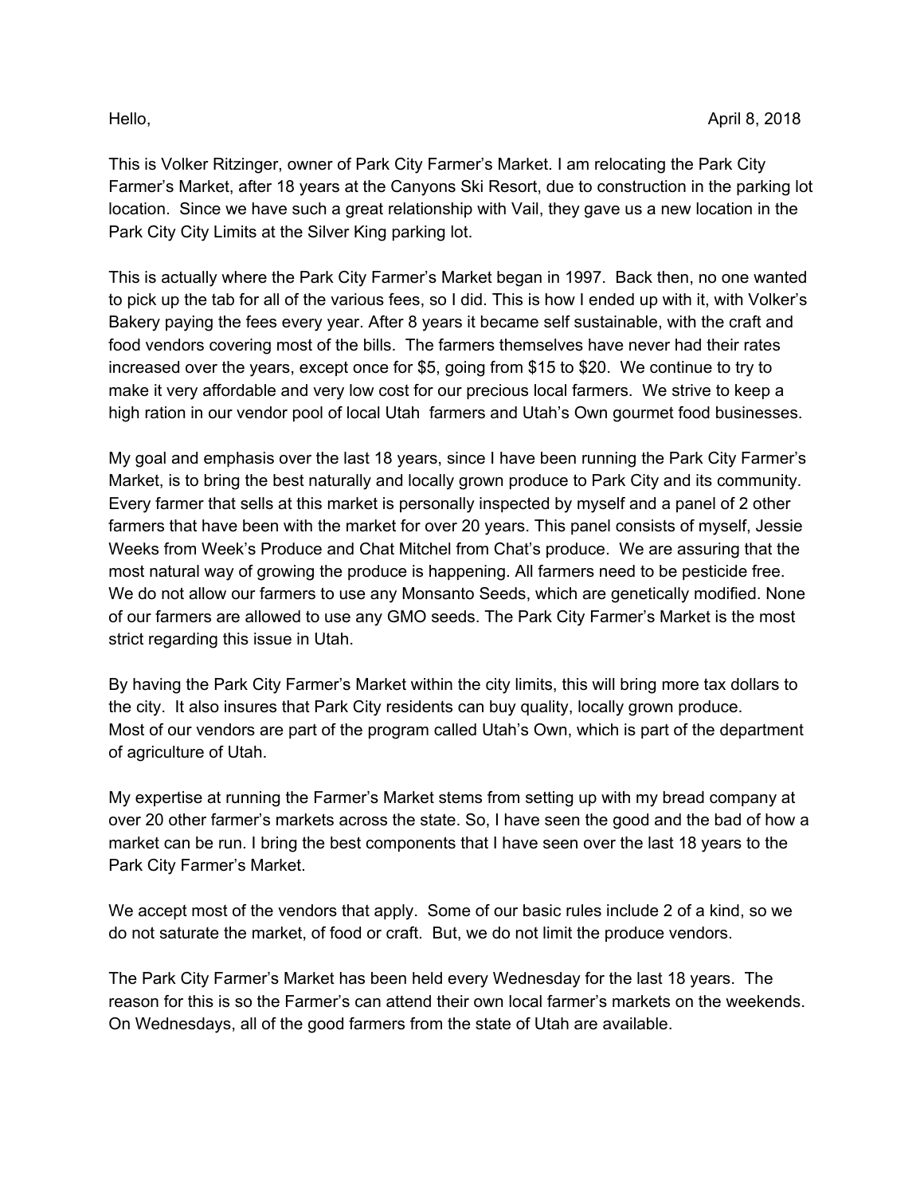Hello, April 8, 2018

This is Volker Ritzinger, owner of Park City Farmer's Market. I am relocating the Park City Farmer's Market, after 18 years at the Canyons Ski Resort, due to construction in the parking lot location. Since we have such a great relationship with Vail, they gave us a new location in the Park City City Limits at the Silver King parking lot.

This is actually where the Park City Farmer's Market began in 1997. Back then, no one wanted to pick up the tab for all of the various fees, so I did. This is how I ended up with it, with Volker's Bakery paying the fees every year. After 8 years it became self sustainable, with the craft and food vendors covering most of the bills. The farmers themselves have never had their rates increased over the years, except once for $5, going from $15 to $20. We continue to try to make it very affordable and very low cost for our precious local farmers. We strive to keep a high ration in our vendor pool of local Utah farmers and Utah's Own gourmet food businesses.

My goal and emphasis over the last 18 years, since I have been running the Park City Farmer's Market, is to bring the best naturally and locally grown produce to Park City and its community. Every farmer that sells at this market is personally inspected by myself and a panel of 2 other farmers that have been with the market for over 20 years. This panel consists of myself, Jessie Weeks from Week's Produce and Chat Mitchel from Chat's produce. We are assuring that the most natural way of growing the produce is happening. All farmers need to be pesticide free. We do not allow our farmers to use any Monsanto Seeds, which are genetically modified. None of our farmers are allowed to use any GMO seeds. The Park City Farmer's Market is the most strict regarding this issue in Utah.

By having the Park City Farmer's Market within the city limits, this will bring more tax dollars to the city. It also insures that Park City residents can buy quality, locally grown produce. Most of our vendors are part of the program called Utah's Own, which is part of the department of agriculture of Utah.

My expertise at running the Farmer's Market stems from setting up with my bread company at over 20 other farmer's markets across the state. So, I have seen the good and the bad of how a market can be run. I bring the best components that I have seen over the last 18 years to the Park City Farmer's Market.

We accept most of the vendors that apply. Some of our basic rules include 2 of a kind, so we do not saturate the market, of food or craft. But, we do not limit the produce vendors.

The Park City Farmer's Market has been held every Wednesday for the last 18 years. The reason for this is so the Farmer's can attend their own local farmer's markets on the weekends. On Wednesdays, all of the good farmers from the state of Utah are available.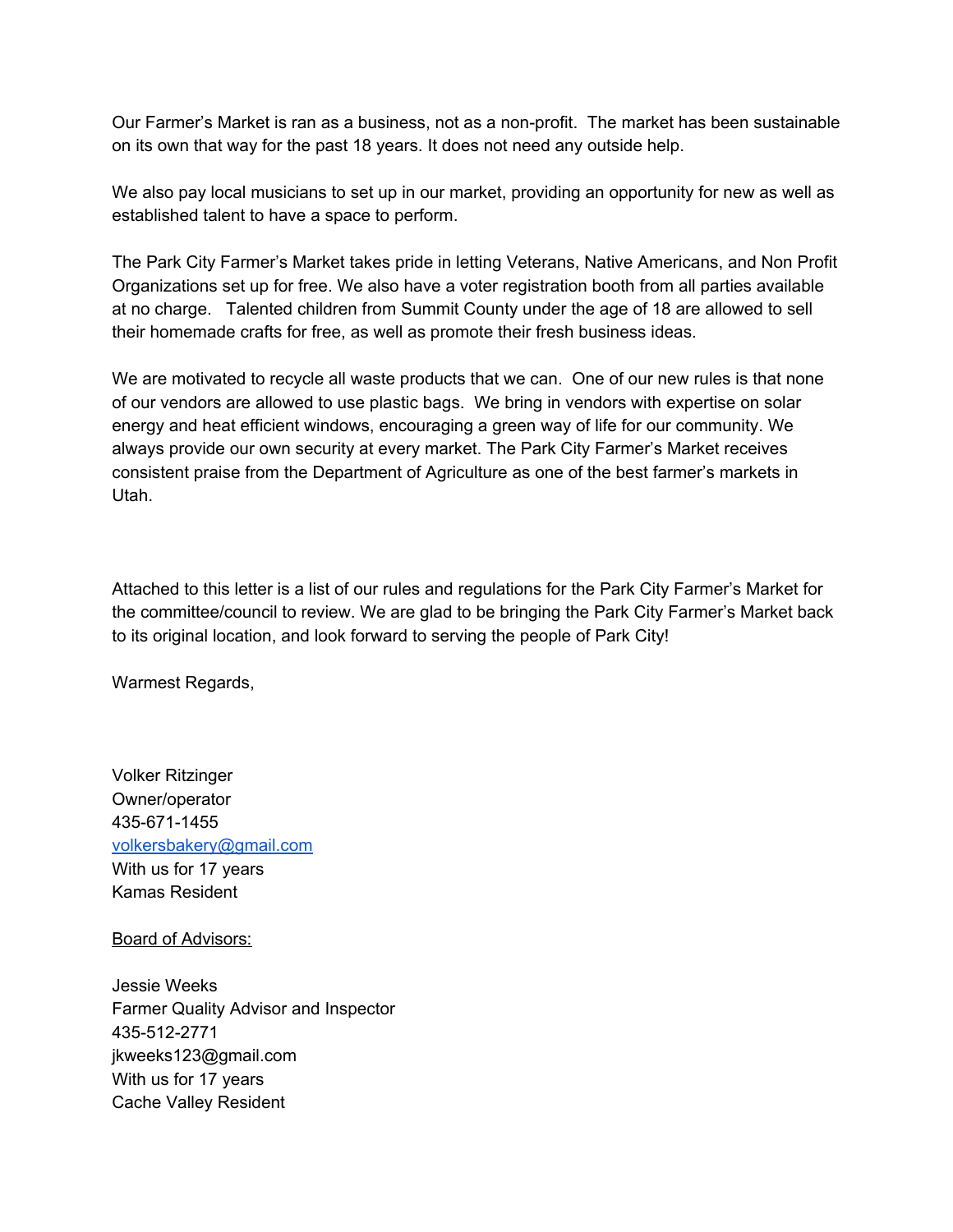Our Farmer's Market is ran as a business, not as a non-profit. The market has been sustainable on its own that way for the past 18 years. It does not need any outside help.

We also pay local musicians to set up in our market, providing an opportunity for new as well as established talent to have a space to perform.

The Park City Farmer's Market takes pride in letting Veterans, Native Americans, and Non Profit Organizations set up for free. We also have a voter registration booth from all parties available at no charge. Talented children from Summit County under the age of 18 are allowed to sell their homemade crafts for free, as well as promote their fresh business ideas.

We are motivated to recycle all waste products that we can. One of our new rules is that none of our vendors are allowed to use plastic bags. We bring in vendors with expertise on solar energy and heat efficient windows, encouraging a green way of life for our community. We always provide our own security at every market. The Park City Farmer's Market receives consistent praise from the Department of Agriculture as one of the best farmer's markets in Utah.

Attached to this letter is a list of our rules and regulations for the Park City Farmer's Market for the committee/council to review. We are glad to be bringing the Park City Farmer's Market back to its original location, and look forward to serving the people of Park City!

Warmest Regards,

Volker Ritzinger
Owner/operator
435-671-1455
volkersbakery@gmail.com
With us for 17 years
Kamas Resident

Board of Advisors:

Jessie Weeks
Farmer Quality Advisor and Inspector
435-512-2771
jkweeks123@gmail.com
With us for 17 years
Cache Valley Resident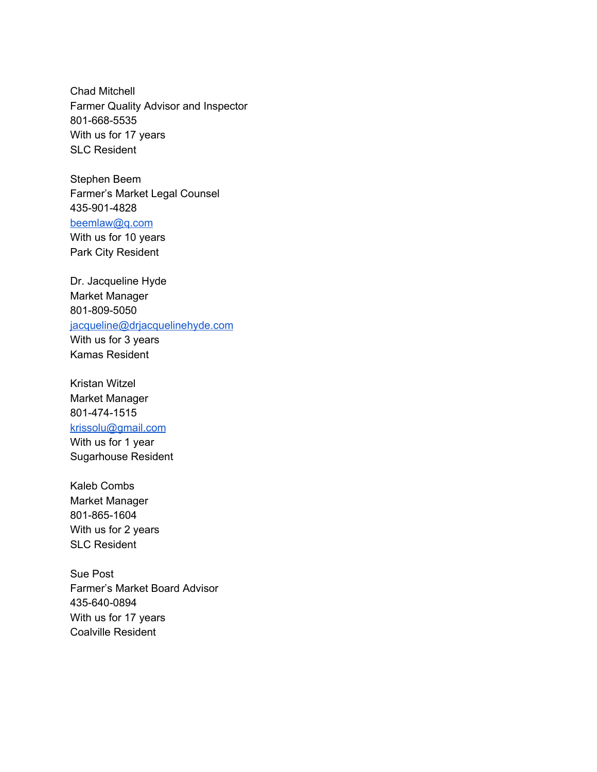Chad Mitchell
Farmer Quality Advisor and Inspector
801-668-5535
With us for 17 years
SLC Resident

Stephen Beem
Farmer's Market Legal Counsel
435-901-4828
beemlaw@q.com
With us for 10 years
Park City Resident

Dr. Jacqueline Hyde
Market Manager
801-809-5050
jacqueline@drjacquelinehyde.com
With us for 3 years
Kamas Resident

Kristan Witzel
Market Manager
801-474-1515
krissolu@gmail.com
With us for 1 year
Sugarhouse Resident

Kaleb Combs
Market Manager
801-865-1604
With us for 2 years
SLC Resident

Sue Post
Farmer's Market Board Advisor
435-640-0894
With us for 17 years
Coalville Resident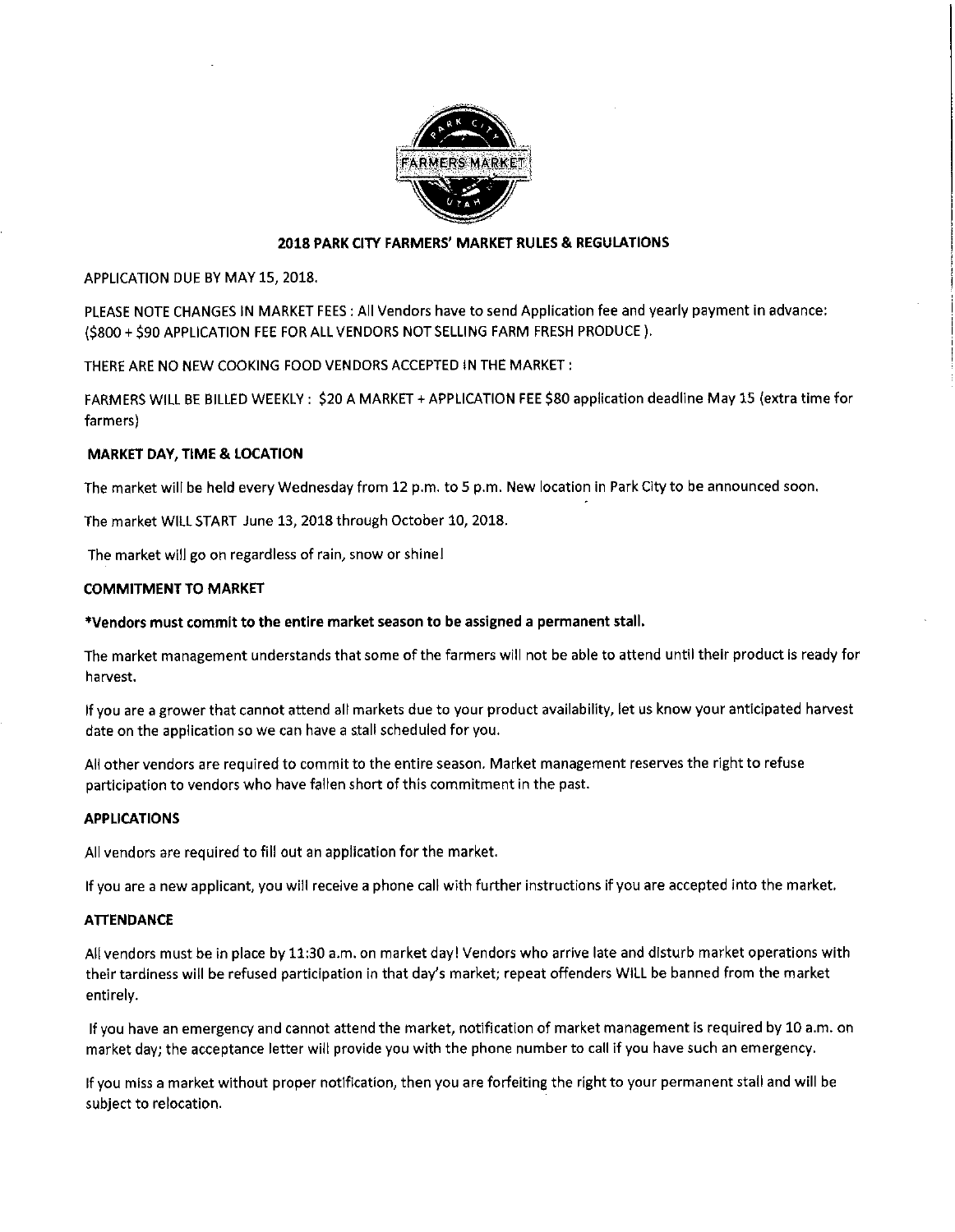## 2018 PARK CITY FARMERS' MARKET RULES & REGULATIONS

APPLICATION DUE BY MAY 15, 2018.

PLEASE NOTE CHANGES IN MARKET FEES : All Vendors have to send Application fee and yearly payment in advance: ($800 + $90 APPLICATION FEE FOR ALL VENDORS NOT SELLING FARM FRESH PRODUCE ).

THERE ARE NO NEW COOKING FOOD VENDORS ACCEPTED IN THE MARKET :

FARMERS WILL BE BILLED WEEKLY : $20 A MARKET + APPLICATION FEE $80 application deadline May 15 (extra time for farmers)

### MARKET DAY, TIME & LOCATION

The market will be held every Wednesday from 12 p.m. to 5 p.m. New location in Park City to be announced soon.

The market WILL START June 13, 2018 through October 10, 2018.

The market will go on regardless of rain, snow or shine!

### COMMITMENT TO MARKET

**\*Vendors must commit to the entire market season to be assigned a permanent stall.**

The market management understands that some of the farmers will not be able to attend until their product is ready for harvest.

If you are a grower that cannot attend all markets due to your product availability, let us know your anticipated harvest date on the application so we can have a stall scheduled for you.

All other vendors are required to commit to the entire season. Market management reserves the right to refuse participation to vendors who have fallen short of this commitment in the past.

### APPLICATIONS

All vendors are required to fill out an application for the market.

If you are a new applicant, you will receive a phone call with further instructions if you are accepted into the market.

### ATTENDANCE

All vendors must be in place by 11:30 a.m. on market day! Vendors who arrive late and disturb market operations with their tardiness will be refused participation in that day's market; repeat offenders WILL be banned from the market entirely.

If you have an emergency and cannot attend the market, notification of market management is required by 10 a.m. on market day; the acceptance letter will provide you with the phone number to call if you have such an emergency.

If you miss a market without proper notification, then you are forfeiting the right to your permanent stall and will be subject to relocation.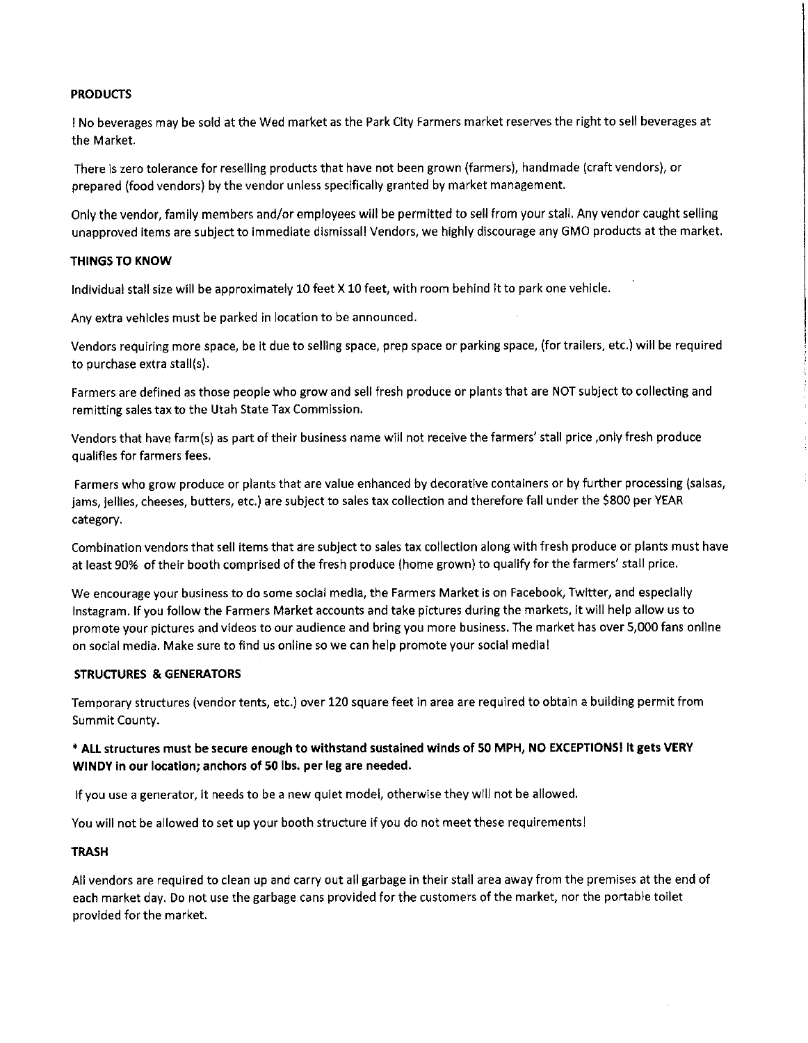**PRODUCTS**

! No beverages may be sold at the Wed market as the Park City Farmers market reserves the right to sell beverages at the Market.

There is zero tolerance for reselling products that have not been grown (farmers), handmade (craft vendors), or prepared (food vendors) by the vendor unless specifically granted by market management.

Only the vendor, family members and/or employees will be permitted to sell from your stall. Any vendor caught selling unapproved items are subject to immediate dismissal! Vendors, we highly discourage any GMO products at the market.

**THINGS TO KNOW**

Individual stall size will be approximately 10 feet X 10 feet, with room behind it to park one vehicle.

Any extra vehicles must be parked in location to be announced.

Vendors requiring more space, be it due to selling space, prep space or parking space, (for trailers, etc.) will be required to purchase extra stall(s).

Farmers are defined as those people who grow and sell fresh produce or plants that are NOT subject to collecting and remitting sales tax to the Utah State Tax Commission.

Vendors that have farm(s) as part of their business name will not receive the farmers' stall price ,only fresh produce qualifies for farmers fees.

Farmers who grow produce or plants that are value enhanced by decorative containers or by further processing (salsas, jams, jellies, cheeses, butters, etc.) are subject to sales tax collection and therefore fall under the $800 per YEAR category.

Combination vendors that sell items that are subject to sales tax collection along with fresh produce or plants must have at least 90% of their booth comprised of the fresh produce (home grown) to qualify for the farmers' stall price.

We encourage your business to do some social media, the Farmers Market is on Facebook, Twitter, and especially Instagram. If you follow the Farmers Market accounts and take pictures during the markets, it will help allow us to promote your pictures and videos to our audience and bring you more business. The market has over 5,000 fans online on social media. Make sure to find us online so we can help promote your social media!

**STRUCTURES & GENERATORS**

Temporary structures (vendor tents, etc.) over 120 square feet in area are required to obtain a building permit from Summit County.

**\* ALL structures must be secure enough to withstand sustained winds of 50 MPH, NO EXCEPTIONS! It gets VERY WINDY in our location; anchors of 50 lbs. per leg are needed.**

If you use a generator, it needs to be a new quiet model, otherwise they will not be allowed.

You will not be allowed to set up your booth structure if you do not meet these requirements!

**TRASH**

All vendors are required to clean up and carry out all garbage in their stall area away from the premises at the end of each market day. Do not use the garbage cans provided for the customers of the market, nor the portable toilet provided for the market.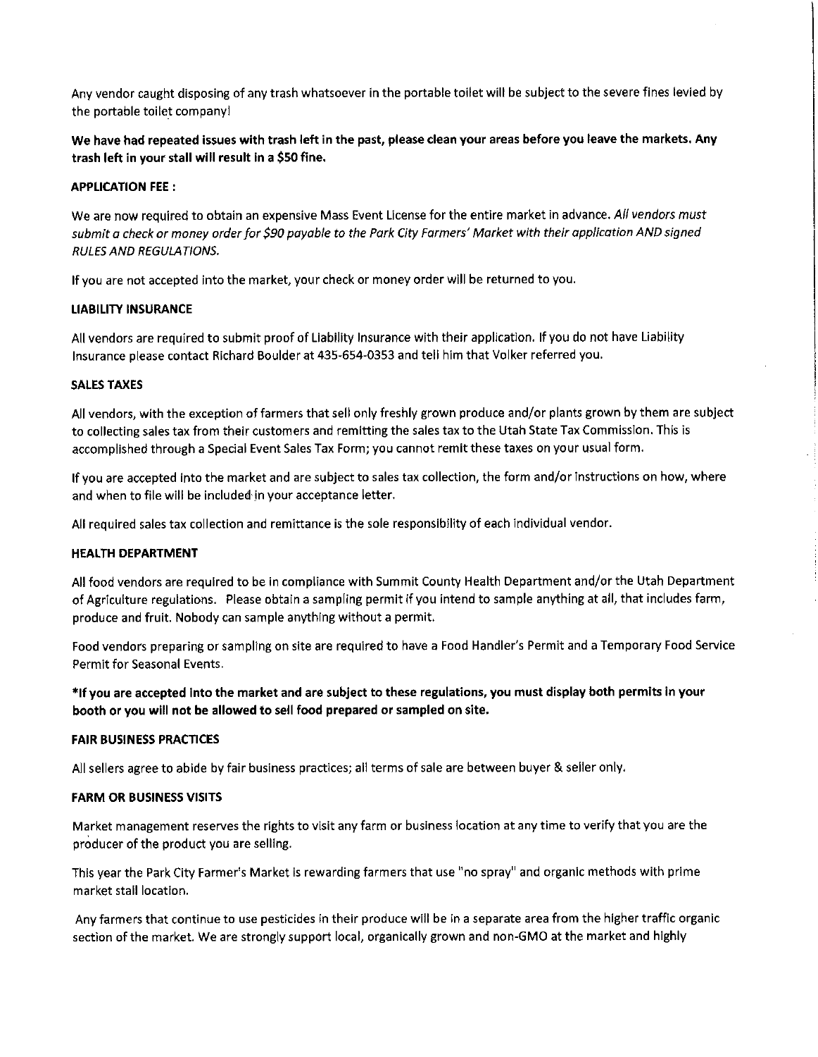Any vendor caught disposing of any trash whatsoever in the portable toilet will be subject to the severe fines levied by the portable toilet company!

**We have had repeated issues with trash left in the past, please clean your areas before you leave the markets. Any trash left in your stall will result in a $50 fine.**

**APPLICATION FEE :**

We are now required to obtain an expensive Mass Event License for the entire market in advance. *All vendors must submit a check or money order for $90 payable to the Park City Farmers' Market with their application AND signed RULES AND REGULATIONS.*

If you are not accepted into the market, your check or money order will be returned to you.

**LIABILITY INSURANCE**

All vendors are required to submit proof of Liability Insurance with their application. If you do not have Liability Insurance please contact Richard Boulder at 435-654-0353 and tell him that Volker referred you.

**SALES TAXES**

All vendors, with the exception of farmers that sell only freshly grown produce and/or plants grown by them are subject to collecting sales tax from their customers and remitting the sales tax to the Utah State Tax Commission. This is accomplished through a Special Event Sales Tax Form; you cannot remit these taxes on your usual form.

If you are accepted into the market and are subject to sales tax collection, the form and/or instructions on how, where and when to file will be included in your acceptance letter.

All required sales tax collection and remittance is the sole responsibility of each individual vendor.

**HEALTH DEPARTMENT**

All food vendors are required to be in compliance with Summit County Health Department and/or the Utah Department of Agriculture regulations. Please obtain a sampling permit if you intend to sample anything at all, that includes farm, produce and fruit. Nobody can sample anything without a permit.

Food vendors preparing or sampling on site are required to have a Food Handler's Permit and a Temporary Food Service Permit for Seasonal Events.

**\*If you are accepted into the market and are subject to these regulations, you must display both permits in your booth or you will not be allowed to sell food prepared or sampled on site.**

**FAIR BUSINESS PRACTICES**

All sellers agree to abide by fair business practices; all terms of sale are between buyer & seller only.

**FARM OR BUSINESS VISITS**

Market management reserves the rights to visit any farm or business location at any time to verify that you are the producer of the product you are selling.

This year the Park City Farmer's Market is rewarding farmers that use "no spray" and organic methods with prime market stall location.

Any farmers that continue to use pesticides in their produce will be in a separate area from the higher traffic organic section of the market. We are strongly support local, organically grown and non-GMO at the market and highly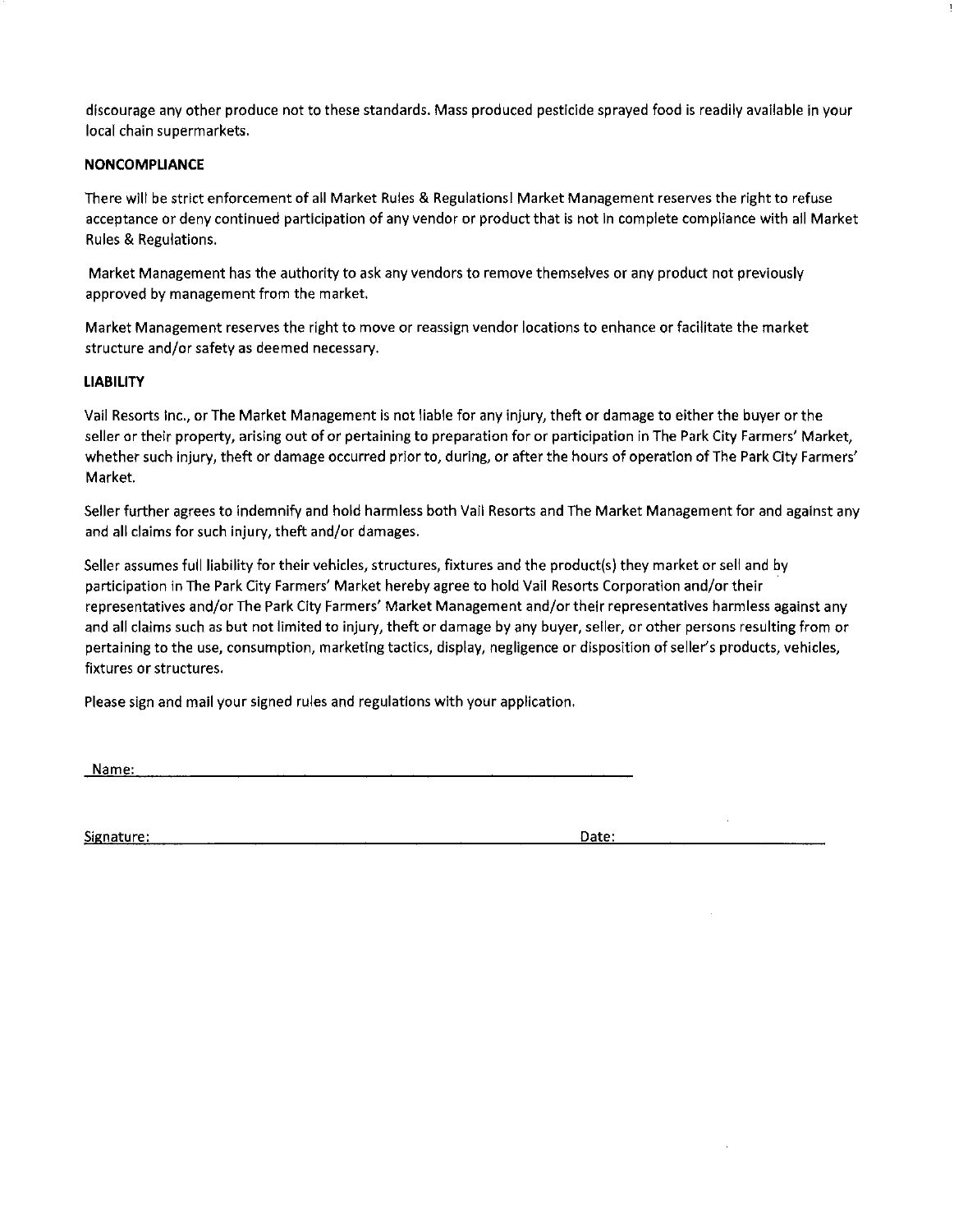discourage any other produce not to these standards. Mass produced pesticide sprayed food is readily available in your local chain supermarkets.

**NONCOMPLIANCE**

There will be strict enforcement of all Market Rules & Regulations! Market Management reserves the right to refuse acceptance or deny continued participation of any vendor or product that is not in complete compliance with all Market Rules & Regulations.

Market Management has the authority to ask any vendors to remove themselves or any product not previously approved by management from the market.

Market Management reserves the right to move or reassign vendor locations to enhance or facilitate the market structure and/or safety as deemed necessary.

**LIABILITY**

Vail Resorts Inc., or The Market Management is not liable for any injury, theft or damage to either the buyer or the seller or their property, arising out of or pertaining to preparation for or participation in The Park City Farmers' Market, whether such injury, theft or damage occurred prior to, during, or after the hours of operation of The Park City Farmers' Market.

Seller further agrees to indemnify and hold harmless both Vail Resorts and The Market Management for and against any and all claims for such injury, theft and/or damages.

Seller assumes full liability for their vehicles, structures, fixtures and the product(s) they market or sell and by participation in The Park City Farmers' Market hereby agree to hold Vail Resorts Corporation and/or their representatives and/or The Park City Farmers' Market Management and/or their representatives harmless against any and all claims such as but not limited to injury, theft or damage by any buyer, seller, or other persons resulting from or pertaining to the use, consumption, marketing tactics, display, negligence or disposition of seller's products, vehicles, fixtures or structures.

Please sign and mail your signed rules and regulations with your application.

Name: ______________________________________________

Signature: ______________________________________________ Date: ______________________